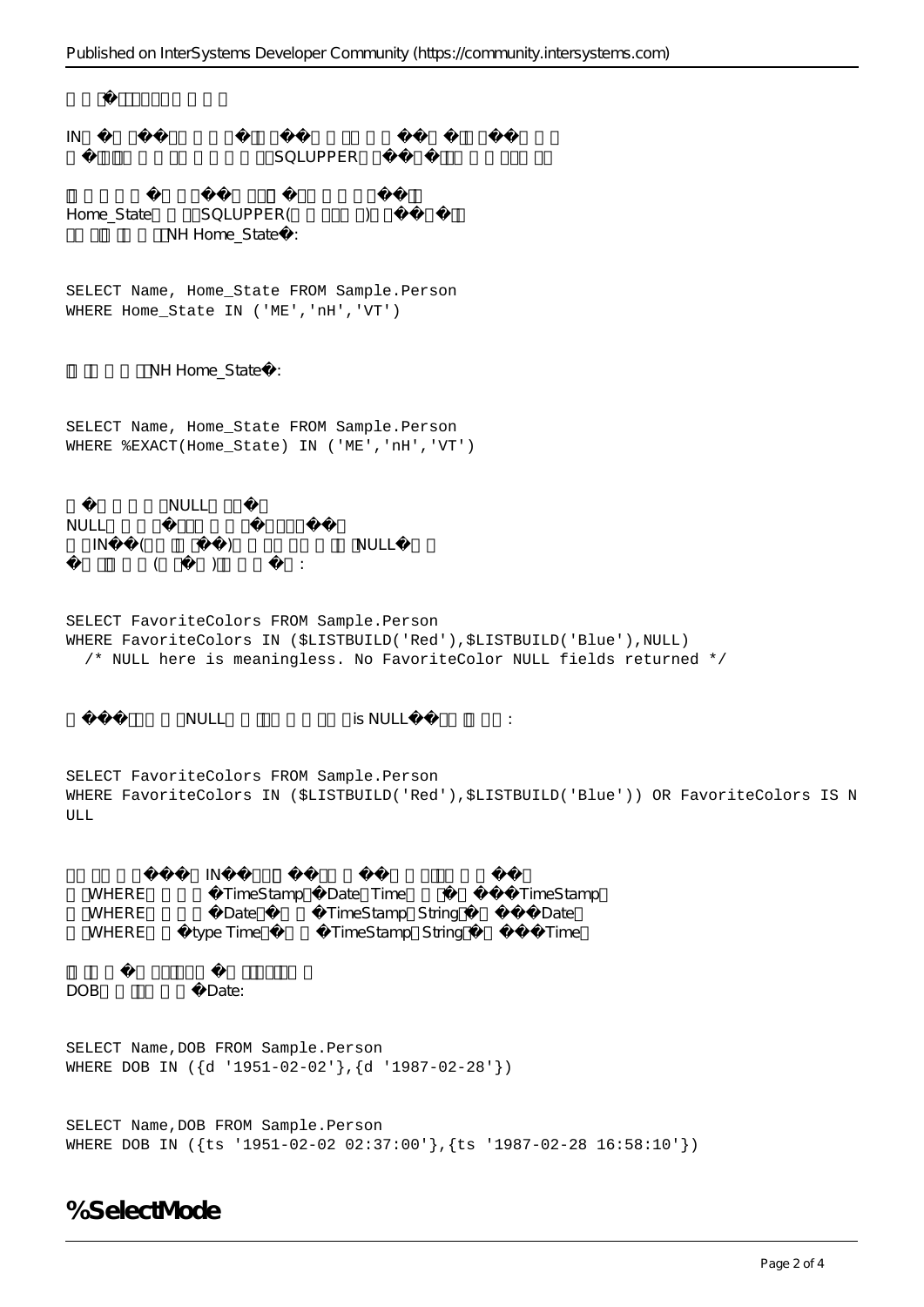IN SQLUPPER

Home_State SQLUPPER( )
NH Home_State :

```
SELECT Name, Home_State FROM Sample.Person
WHERE Home_State IN ('ME','nH','VT')
```

NH Home_State :

```
SELECT Name, Home_State FROM Sample.Person
WHERE %EXACT(Home_State) IN ('ME','nH','VT')
```

NULL
NULL
IN ( ) NULL
( ) :

```
SELECT FavoriteColors FROM Sample.Person
WHERE FavoriteColors IN ($LISTBUILD('Red'),$LISTBUILD('Blue'),NULL)
  /* NULL here is meaningless. No FavoriteColor NULL fields returned */
```

NULL is NULL :

```
SELECT FavoriteColors FROM Sample.Person
WHERE FavoriteColors IN ($LISTBUILD('Red'),$LISTBUILD('Blue')) OR FavoriteColors IS NULL
```

IN
WHERE TimeStamp Date Time TimeStamp
WHERE Date TimeStamp String Date
WHERE type Time TimeStamp String Time

DOB Date:

```
SELECT Name,DOB FROM Sample.Person
WHERE DOB IN ({d '1951-02-02'},{d '1987-02-28'})
```

```
SELECT Name,DOB FROM Sample.Person
WHERE DOB IN ({ts '1951-02-02 02:37:00'},{ts '1987-02-28 16:58:10'})
```

## %SelectMode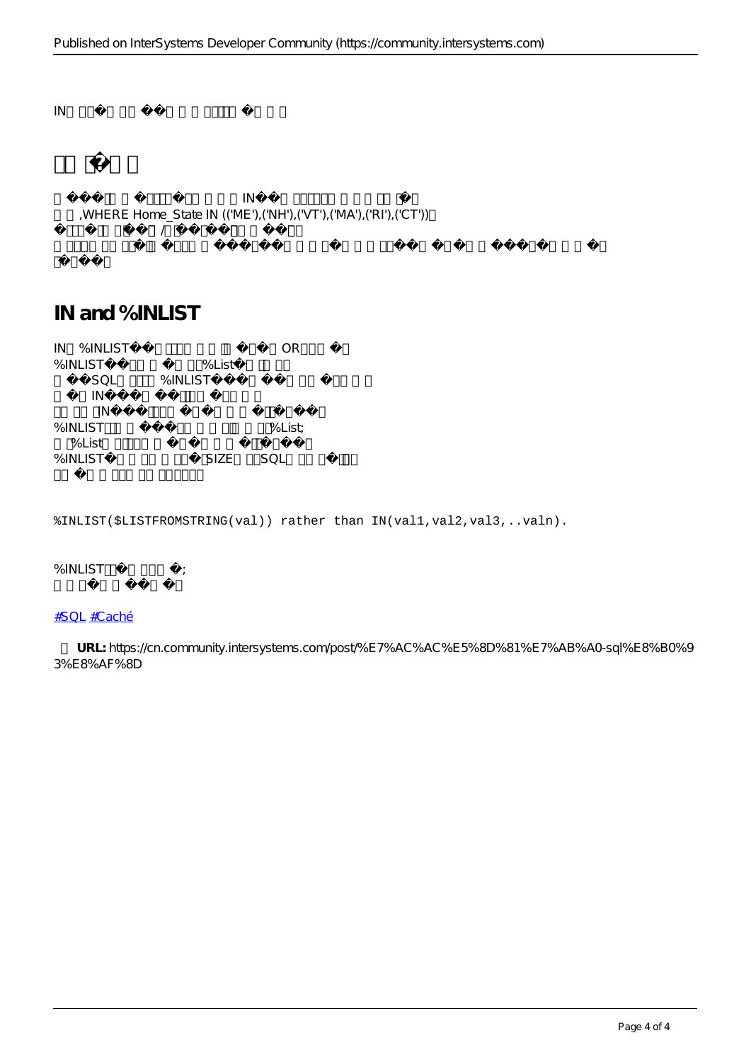IN

## 

,WHERE Home_State IN (('ME'),('NH'),('VT'),('MA'),('RI'),('CT'))

## IN and %INLIST

IN %INLIST OR
%INLIST %List
SQL %INLIST
IN
IN
%INLIST %List;
%List
%INLIST SIZE SQL

```
%INLIST($LISTFROMSTRING(val)) rather than IN(val1,val2,val3,..valn).
```

%INLIST ;

[#SQL](#) [#Caché](#)

**URL:** https://cn.community.intersystems.com/post/%E7%AC%AC%E5%8D%81%E7%AB%A0-sql%E8%B0%93%E8%AF%8D